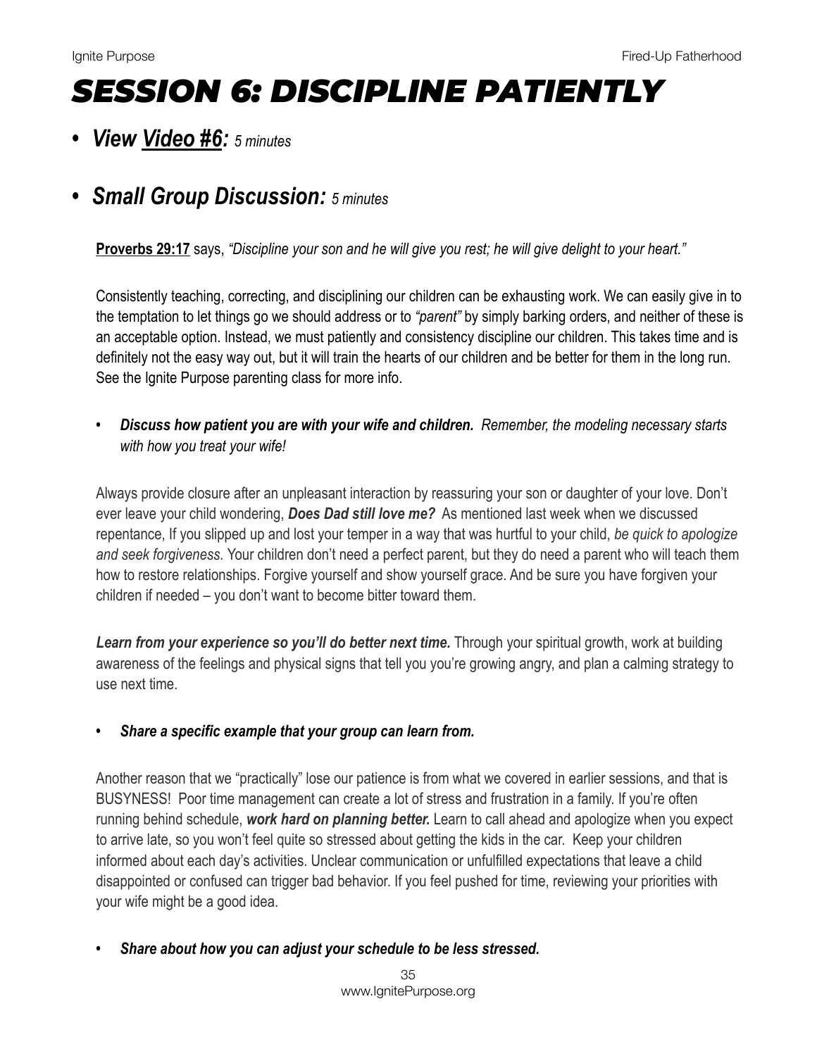# SESSION 6: DISCIPLINE PATIENTLY

- ***View Video #6:*** *5 minutes*

- ***Small Group Discussion:*** *5 minutes*

**Proverbs 29:17** says, *"Discipline your son and he will give you rest; he will give delight to your heart."*

Consistently teaching, correcting, and disciplining our children can be exhausting work. We can easily give in to the temptation to let things go we should address or to *"parent"* by simply barking orders, and neither of these is an acceptable option. Instead, we must patiently and consistency discipline our children. This takes time and is definitely not the easy way out, but it will train the hearts of our children and be better for them in the long run. See the Ignite Purpose parenting class for more info.

- ***Discuss how patient you are with your wife and children.*** *Remember, the modeling necessary starts with how you treat your wife!*

Always provide closure after an unpleasant interaction by reassuring your son or daughter of your love. Don't ever leave your child wondering, ***Does Dad still love me?*** As mentioned last week when we discussed repentance, If you slipped up and lost your temper in a way that was hurtful to your child, *be quick to apologize and seek forgiveness.* Your children don't need a perfect parent, but they do need a parent who will teach them how to restore relationships. Forgive yourself and show yourself grace. And be sure you have forgiven your children if needed – you don't want to become bitter toward them.

***Learn from your experience so you'll do better next time.*** Through your spiritual growth, work at building awareness of the feelings and physical signs that tell you you're growing angry, and plan a calming strategy to use next time.

- ***Share a specific example that your group can learn from.***

Another reason that we "practically" lose our patience is from what we covered in earlier sessions, and that is BUSYNESS! Poor time management can create a lot of stress and frustration in a family. If you're often running behind schedule, ***work hard on planning better.*** Learn to call ahead and apologize when you expect to arrive late, so you won't feel quite so stressed about getting the kids in the car. Keep your children informed about each day's activities. Unclear communication or unfulfilled expectations that leave a child disappointed or confused can trigger bad behavior. If you feel pushed for time, reviewing your priorities with your wife might be a good idea.

- ***Share about how you can adjust your schedule to be less stressed.***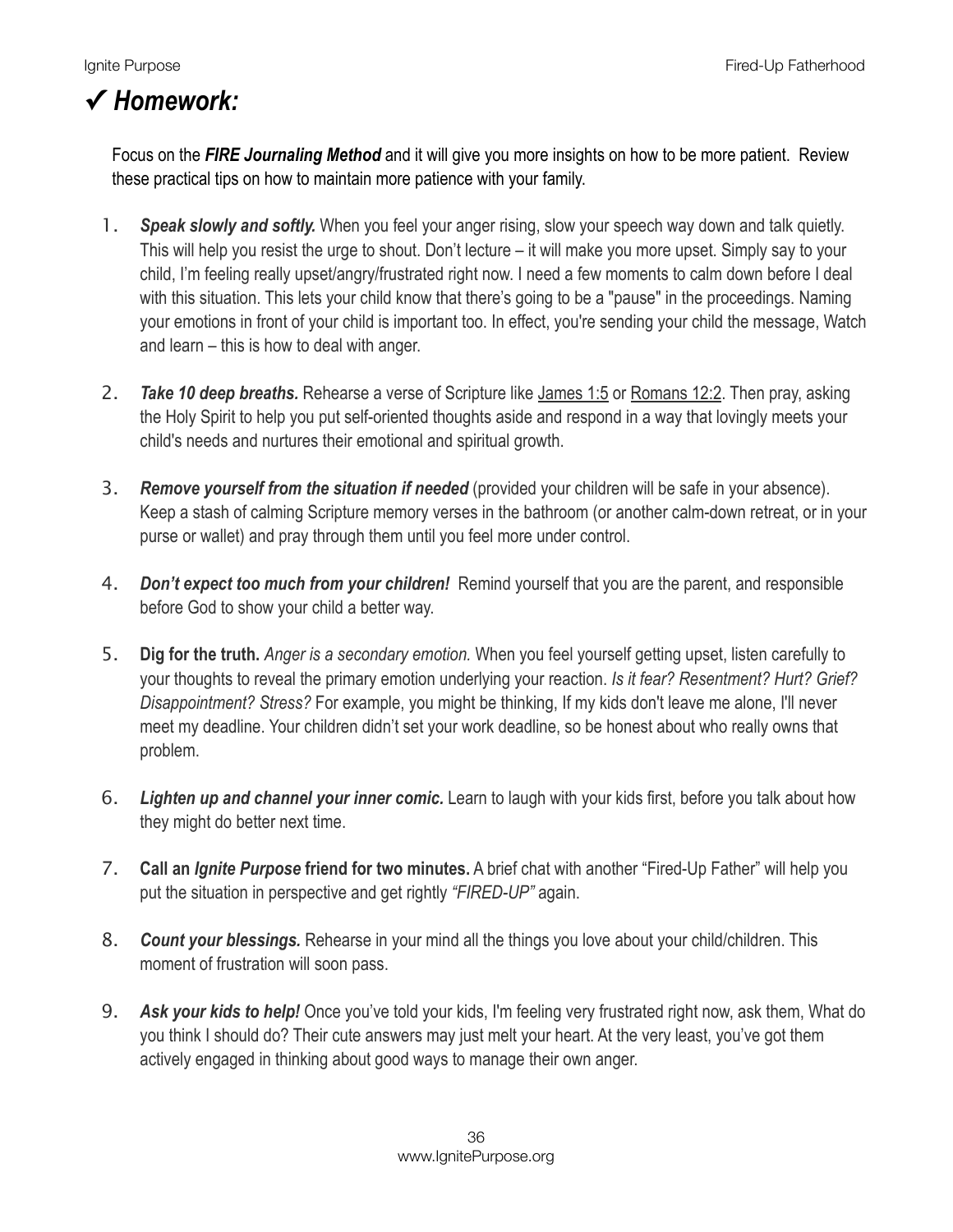# ✓ *Homework:*

Focus on the ***FIRE Journaling Method*** and it will give you more insights on how to be more patient. Review these practical tips on how to maintain more patience with your family.

1. ***Speak slowly and softly.*** When you feel your anger rising, slow your speech way down and talk quietly. This will help you resist the urge to shout. Don't lecture – it will make you more upset. Simply say to your child, I'm feeling really upset/angry/frustrated right now. I need a few moments to calm down before I deal with this situation. This lets your child know that there's going to be a "pause" in the proceedings. Naming your emotions in front of your child is important too. In effect, you're sending your child the message, Watch and learn – this is how to deal with anger.

2. ***Take 10 deep breaths.*** Rehearse a verse of Scripture like James 1:5 or Romans 12:2. Then pray, asking the Holy Spirit to help you put self-oriented thoughts aside and respond in a way that lovingly meets your child's needs and nurtures their emotional and spiritual growth.

3. ***Remove yourself from the situation if needed*** (provided your children will be safe in your absence). Keep a stash of calming Scripture memory verses in the bathroom (or another calm-down retreat, or in your purse or wallet) and pray through them until you feel more under control.

4. ***Don't expect too much from your children!*** Remind yourself that you are the parent, and responsible before God to show your child a better way.

5. **Dig for the truth.** *Anger is a secondary emotion.* When you feel yourself getting upset, listen carefully to your thoughts to reveal the primary emotion underlying your reaction. *Is it fear? Resentment? Hurt? Grief? Disappointment? Stress?* For example, you might be thinking, If my kids don't leave me alone, I'll never meet my deadline. Your children didn't set your work deadline, so be honest about who really owns that problem.

6. ***Lighten up and channel your inner comic.*** Learn to laugh with your kids first, before you talk about how they might do better next time.

7. **Call an *Ignite Purpose* friend for two minutes.** A brief chat with another "Fired-Up Father" will help you put the situation in perspective and get rightly *"FIRED-UP"* again.

8. ***Count your blessings.*** Rehearse in your mind all the things you love about your child/children. This moment of frustration will soon pass.

9. ***Ask your kids to help!*** Once you've told your kids, I'm feeling very frustrated right now, ask them, What do you think I should do? Their cute answers may just melt your heart. At the very least, you've got them actively engaged in thinking about good ways to manage their own anger.